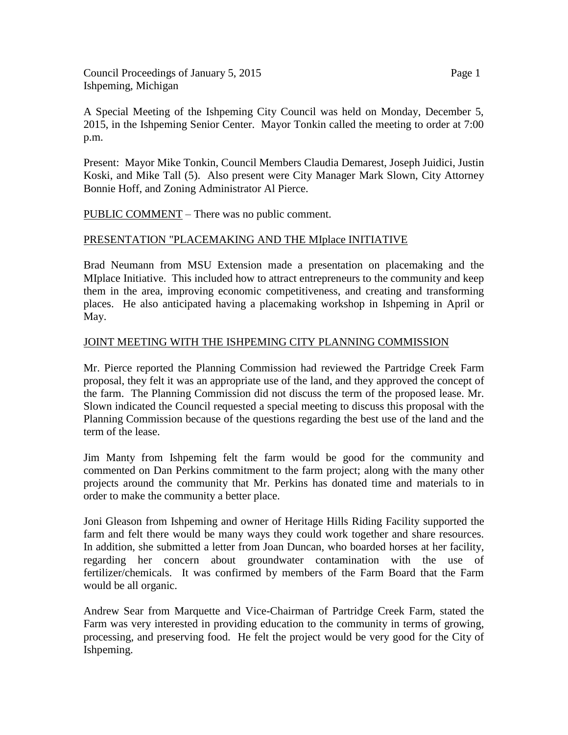Council Proceedings of January 5, 2015
Ishpeming, Michigan

A Special Meeting of the Ishpeming City Council was held on Monday, December 5, 2015, in the Ishpeming Senior Center. Mayor Tonkin called the meeting to order at 7:00 p.m.

Present: Mayor Mike Tonkin, Council Members Claudia Demarest, Joseph Juidici, Justin Koski, and Mike Tall (5). Also present were City Manager Mark Slown, City Attorney Bonnie Hoff, and Zoning Administrator Al Pierce.

<u>PUBLIC COMMENT</u> – There was no public comment.

<u>PRESENTATION "PLACEMAKING AND THE MIplace INITIATIVE</u>

Brad Neumann from MSU Extension made a presentation on placemaking and the MIplace Initiative. This included how to attract entrepreneurs to the community and keep them in the area, improving economic competitiveness, and creating and transforming places. He also anticipated having a placemaking workshop in Ishpeming in April or May.

<u>JOINT MEETING WITH THE ISHPEMING CITY PLANNING COMMISSION</u>

Mr. Pierce reported the Planning Commission had reviewed the Partridge Creek Farm proposal, they felt it was an appropriate use of the land, and they approved the concept of the farm. The Planning Commission did not discuss the term of the proposed lease. Mr. Slown indicated the Council requested a special meeting to discuss this proposal with the Planning Commission because of the questions regarding the best use of the land and the term of the lease.

Jim Manty from Ishpeming felt the farm would be good for the community and commented on Dan Perkins commitment to the farm project; along with the many other projects around the community that Mr. Perkins has donated time and materials to in order to make the community a better place.

Joni Gleason from Ishpeming and owner of Heritage Hills Riding Facility supported the farm and felt there would be many ways they could work together and share resources. In addition, she submitted a letter from Joan Duncan, who boarded horses at her facility, regarding her concern about groundwater contamination with the use of fertilizer/chemicals. It was confirmed by members of the Farm Board that the Farm would be all organic.

Andrew Sear from Marquette and Vice-Chairman of Partridge Creek Farm, stated the Farm was very interested in providing education to the community in terms of growing, processing, and preserving food. He felt the project would be very good for the City of Ishpeming.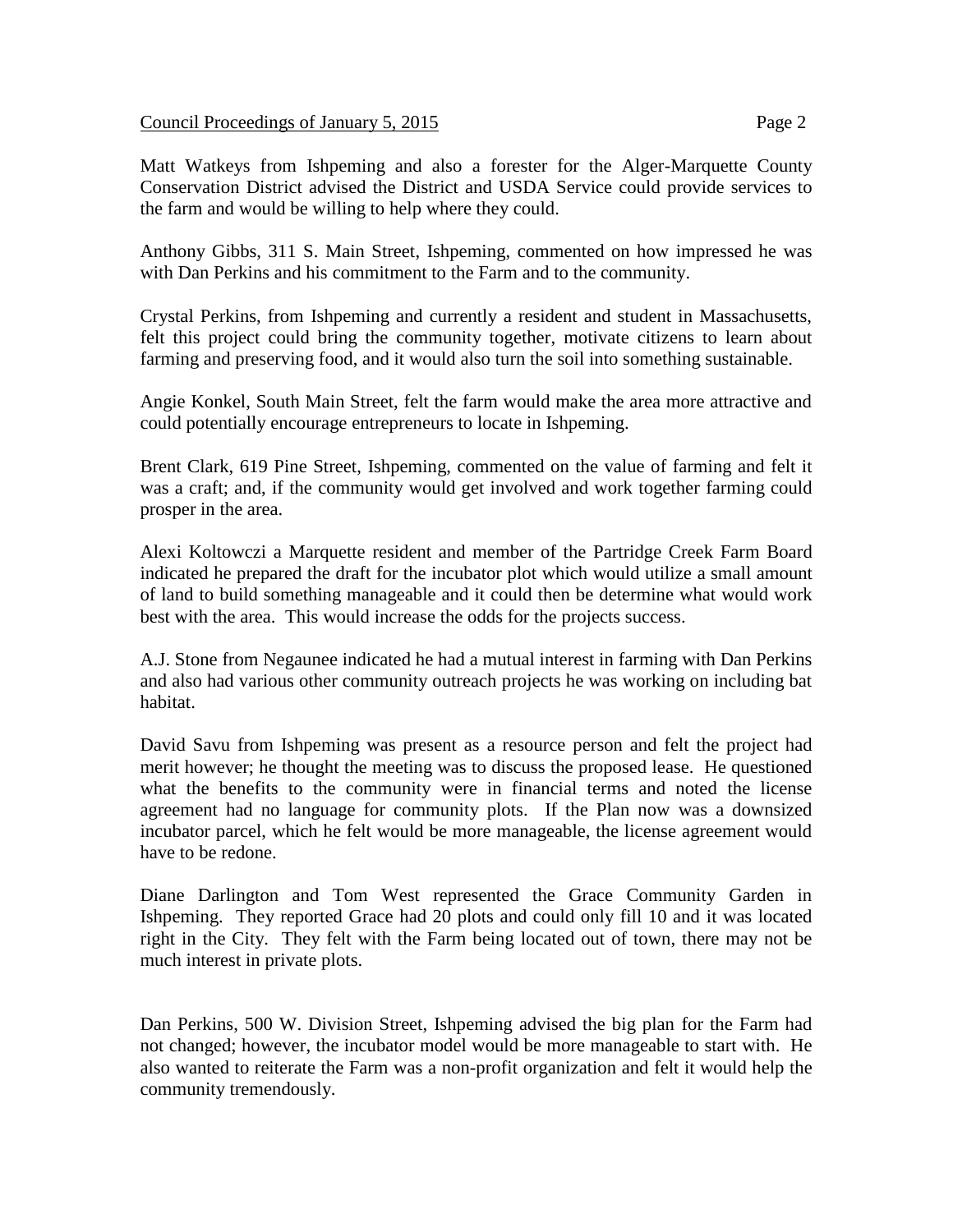Matt Watkeys from Ishpeming and also a forester for the Alger-Marquette County Conservation District advised the District and USDA Service could provide services to the farm and would be willing to help where they could.

Anthony Gibbs, 311 S. Main Street, Ishpeming, commented on how impressed he was with Dan Perkins and his commitment to the Farm and to the community.

Crystal Perkins, from Ishpeming and currently a resident and student in Massachusetts, felt this project could bring the community together, motivate citizens to learn about farming and preserving food, and it would also turn the soil into something sustainable.

Angie Konkel, South Main Street, felt the farm would make the area more attractive and could potentially encourage entrepreneurs to locate in Ishpeming.

Brent Clark, 619 Pine Street, Ishpeming, commented on the value of farming and felt it was a craft; and, if the community would get involved and work together farming could prosper in the area.

Alexi Koltowczi a Marquette resident and member of the Partridge Creek Farm Board indicated he prepared the draft for the incubator plot which would utilize a small amount of land to build something manageable and it could then be determine what would work best with the area. This would increase the odds for the projects success.

A.J. Stone from Negaunee indicated he had a mutual interest in farming with Dan Perkins and also had various other community outreach projects he was working on including bat habitat.

David Savu from Ishpeming was present as a resource person and felt the project had merit however; he thought the meeting was to discuss the proposed lease. He questioned what the benefits to the community were in financial terms and noted the license agreement had no language for community plots. If the Plan now was a downsized incubator parcel, which he felt would be more manageable, the license agreement would have to be redone.

Diane Darlington and Tom West represented the Grace Community Garden in Ishpeming. They reported Grace had 20 plots and could only fill 10 and it was located right in the City. They felt with the Farm being located out of town, there may not be much interest in private plots.

Dan Perkins, 500 W. Division Street, Ishpeming advised the big plan for the Farm had not changed; however, the incubator model would be more manageable to start with. He also wanted to reiterate the Farm was a non-profit organization and felt it would help the community tremendously.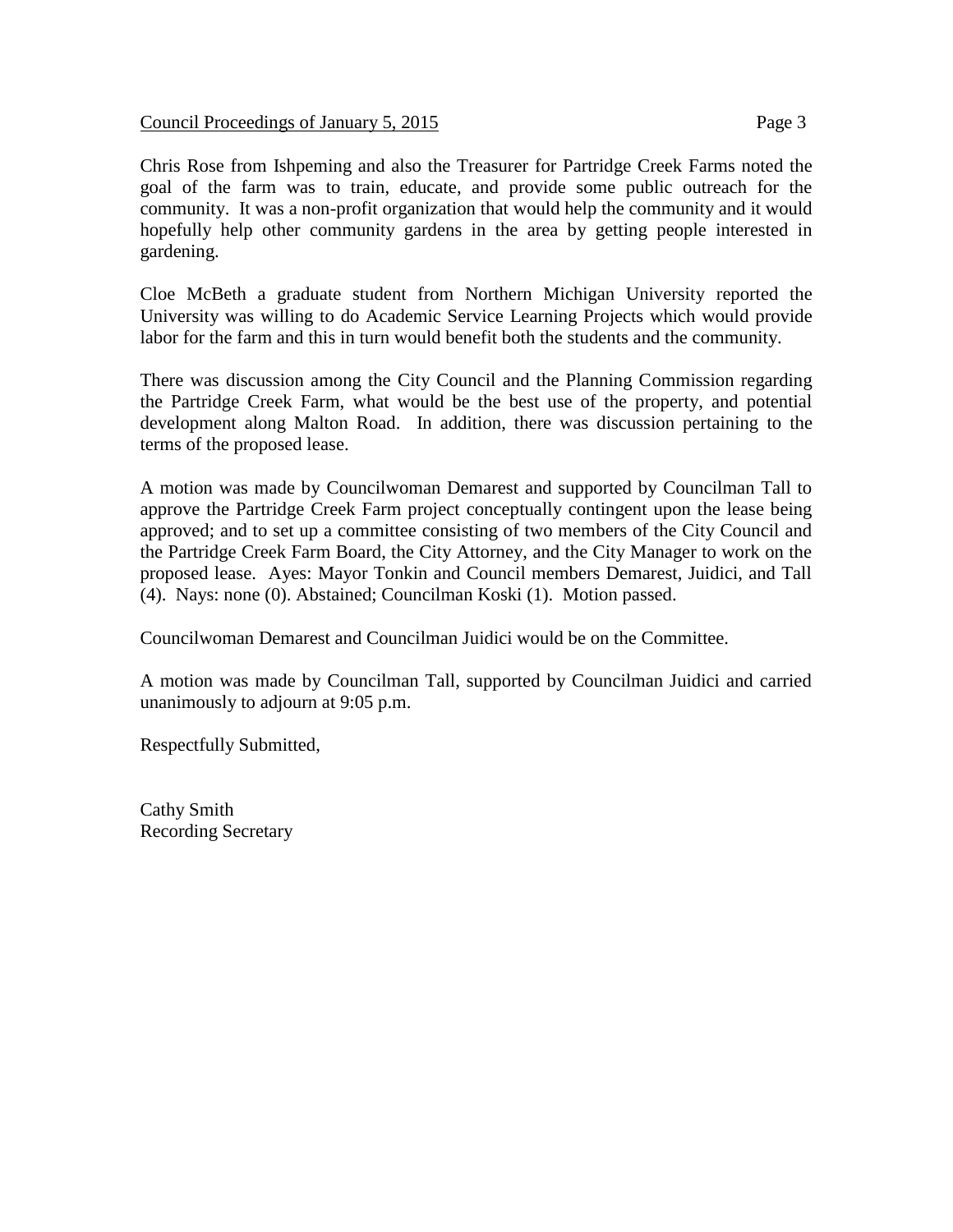Chris Rose from Ishpeming and also the Treasurer for Partridge Creek Farms noted the goal of the farm was to train, educate, and provide some public outreach for the community. It was a non-profit organization that would help the community and it would hopefully help other community gardens in the area by getting people interested in gardening.

Cloe McBeth a graduate student from Northern Michigan University reported the University was willing to do Academic Service Learning Projects which would provide labor for the farm and this in turn would benefit both the students and the community.

There was discussion among the City Council and the Planning Commission regarding the Partridge Creek Farm, what would be the best use of the property, and potential development along Malton Road. In addition, there was discussion pertaining to the terms of the proposed lease.

A motion was made by Councilwoman Demarest and supported by Councilman Tall to approve the Partridge Creek Farm project conceptually contingent upon the lease being approved; and to set up a committee consisting of two members of the City Council and the Partridge Creek Farm Board, the City Attorney, and the City Manager to work on the proposed lease. Ayes: Mayor Tonkin and Council members Demarest, Juidici, and Tall (4). Nays: none (0). Abstained; Councilman Koski (1). Motion passed.

Councilwoman Demarest and Councilman Juidici would be on the Committee.

A motion was made by Councilman Tall, supported by Councilman Juidici and carried unanimously to adjourn at 9:05 p.m.

Respectfully Submitted,

Cathy Smith
Recording Secretary